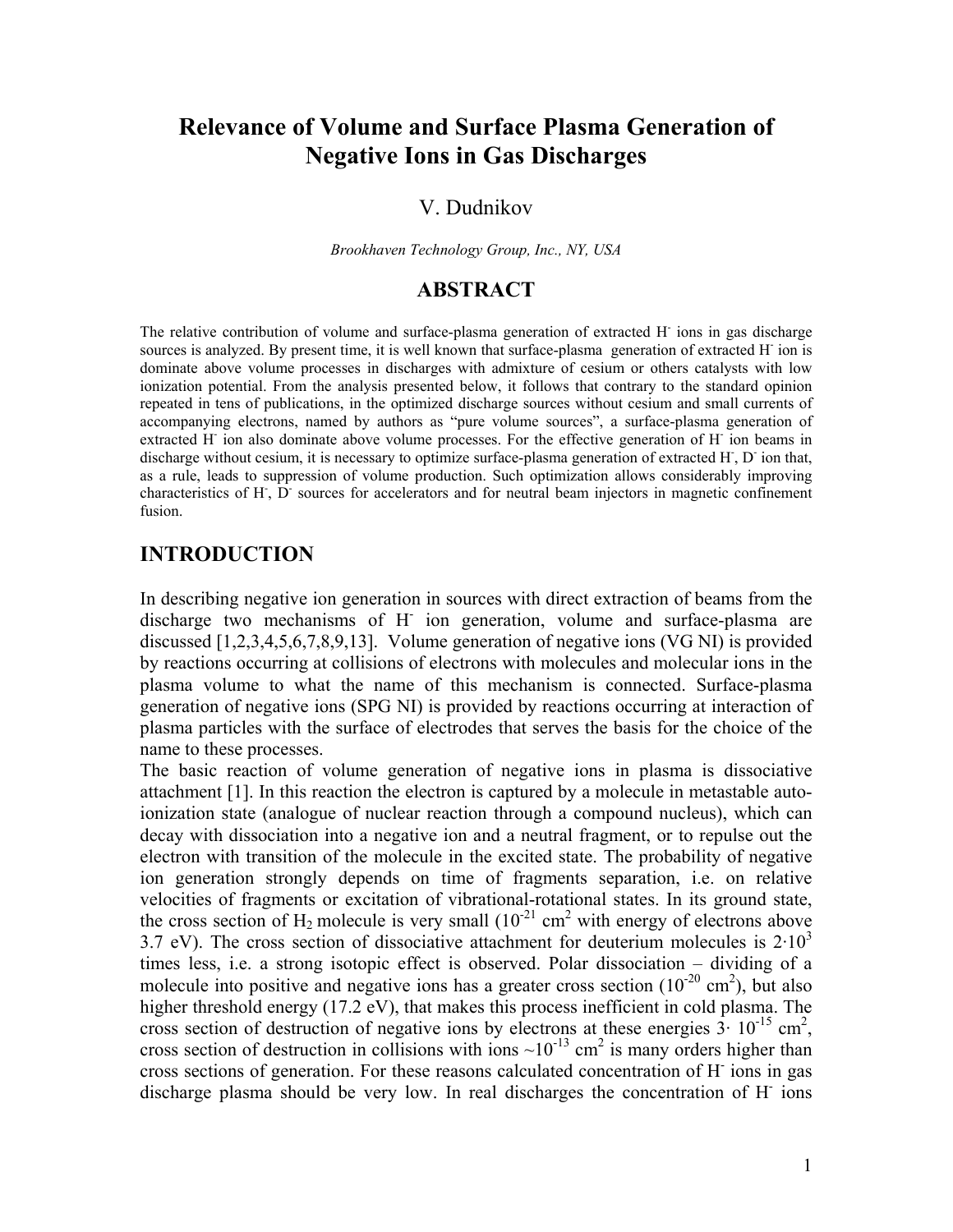# Relevance of Volume and Surface Plasma Generation of Negative Ions in Gas Discharges

V. Dudnikov

*Brookhaven Technology Group, Inc., NY, USA*

## ABSTRACT

The relative contribution of volume and surface-plasma generation of extracted $H^-$ ions in gas discharge sources is analyzed. By present time, it is well known that surface-plasma generation of extracted $H^-$ ion is dominate above volume processes in discharges with admixture of cesium or others catalysts with low ionization potential. From the analysis presented below, it follows that contrary to the standard opinion repeated in tens of publications, in the optimized discharge sources without cesium and small currents of accompanying electrons, named by authors as "pure volume sources", a surface-plasma generation of extracted $H^-$ ion also dominate above volume processes. For the effective generation of $H^-$ ion beams in discharge without cesium, it is necessary to optimize surface-plasma generation of extracted $H^-$, $D^-$ ion that, as a rule, leads to suppression of volume production. Such optimization allows considerably improving characteristics of $H^-$, $D^-$ sources for accelerators and for neutral beam injectors in magnetic confinement fusion.

## INTRODUCTION

In describing negative ion generation in sources with direct extraction of beams from the discharge two mechanisms of $H^-$ ion generation, volume and surface-plasma are discussed [1,2,3,4,5,6,7,8,9,13]. Volume generation of negative ions (VG NI) is provided by reactions occurring at collisions of electrons with molecules and molecular ions in the plasma volume to what the name of this mechanism is connected. Surface-plasma generation of negative ions (SPG NI) is provided by reactions occurring at interaction of plasma particles with the surface of electrodes that serves the basis for the choice of the name to these processes.

The basic reaction of volume generation of negative ions in plasma is dissociative attachment [1]. In this reaction the electron is captured by a molecule in metastable auto-ionization state (analogue of nuclear reaction through a compound nucleus), which can decay with dissociation into a negative ion and a neutral fragment, or to repulse out the electron with transition of the molecule in the excited state. The probability of negative ion generation strongly depends on time of fragments separation, i.e. on relative velocities of fragments or excitation of vibrational-rotational states. In its ground state, the cross section of $H_2$ molecule is very small ($10^{-21}$ $cm^2$ with energy of electrons above 3.7 eV). The cross section of dissociative attachment for deuterium molecules is $2 \cdot 10^3$ times less, i.e. a strong isotopic effect is observed. Polar dissociation – dividing of a molecule into positive and negative ions has a greater cross section ($10^{-20}$ $cm^2$), but also higher threshold energy (17.2 eV), that makes this process inefficient in cold plasma. The cross section of destruction of negative ions by electrons at these energies $3 \cdot 10^{-15}$ $cm^2$, cross section of destruction in collisions with ions $\sim 10^{-13}$ $cm^2$ is many orders higher than cross sections of generation. For these reasons calculated concentration of $H^-$ ions in gas discharge plasma should be very low. In real discharges the concentration of $H^-$ ions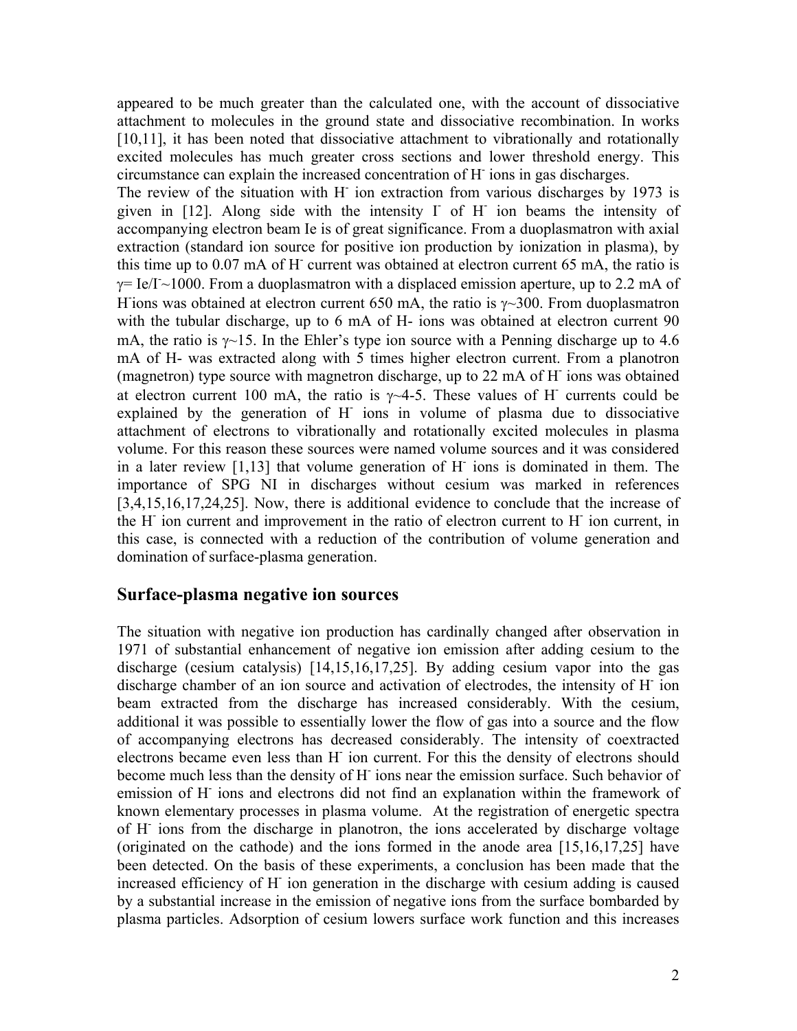appeared to be much greater than the calculated one, with the account of dissociative attachment to molecules in the ground state and dissociative recombination. In works [10,11], it has been noted that dissociative attachment to vibrationally and rotationally excited molecules has much greater cross sections and lower threshold energy. This circumstance can explain the increased concentration of $H^-$ ions in gas discharges.

The review of the situation with $H^-$ ion extraction from various discharges by 1973 is given in [12]. Along side with the intensity $I^-$ of $H^-$ ion beams the intensity of accompanying electron beam Ie is of great significance. From a duoplasmatron with axial extraction (standard ion source for positive ion production by ionization in plasma), by this time up to 0.07 mA of $H^-$ current was obtained at electron current 65 mA, the ratio is $\gamma= Ie/I^-$~1000. From a duoplasmatron with a displaced emission aperture, up to 2.2 mA of $H^-$ions was obtained at electron current 650 mA, the ratio is $\gamma$~300. From duoplasmatron with the tubular discharge, up to 6 mA of H- ions was obtained at electron current 90 mA, the ratio is $\gamma$~15. In the Ehler's type ion source with a Penning discharge up to 4.6 mA of H- was extracted along with 5 times higher electron current. From a planotron (magnetron) type source with magnetron discharge, up to 22 mA of $H^-$ ions was obtained at electron current 100 mA, the ratio is $\gamma$~4-5. These values of $H^-$ currents could be explained by the generation of $H^-$ ions in volume of plasma due to dissociative attachment of electrons to vibrationally and rotationally excited molecules in plasma volume. For this reason these sources were named volume sources and it was considered in a later review [1,13] that volume generation of $H^-$ ions is dominated in them. The importance of SPG NI in discharges without cesium was marked in references [3,4,15,16,17,24,25]. Now, there is additional evidence to conclude that the increase of the $H^-$ ion current and improvement in the ratio of electron current to $H^-$ ion current, in this case, is connected with a reduction of the contribution of volume generation and domination of surface-plasma generation.

## Surface-plasma negative ion sources

The situation with negative ion production has cardinally changed after observation in 1971 of substantial enhancement of negative ion emission after adding cesium to the discharge (cesium catalysis) [14,15,16,17,25]. By adding cesium vapor into the gas discharge chamber of an ion source and activation of electrodes, the intensity of $H^-$ ion beam extracted from the discharge has increased considerably. With the cesium, additional it was possible to essentially lower the flow of gas into a source and the flow of accompanying electrons has decreased considerably. The intensity of coextracted electrons became even less than $H^-$ ion current. For this the density of electrons should become much less than the density of $H^-$ ions near the emission surface. Such behavior of emission of $H^-$ ions and electrons did not find an explanation within the framework of known elementary processes in plasma volume. At the registration of energetic spectra of $H^-$ ions from the discharge in planotron, the ions accelerated by discharge voltage (originated on the cathode) and the ions formed in the anode area [15,16,17,25] have been detected. On the basis of these experiments, a conclusion has been made that the increased efficiency of $H^-$ ion generation in the discharge with cesium adding is caused by a substantial increase in the emission of negative ions from the surface bombarded by plasma particles. Adsorption of cesium lowers surface work function and this increases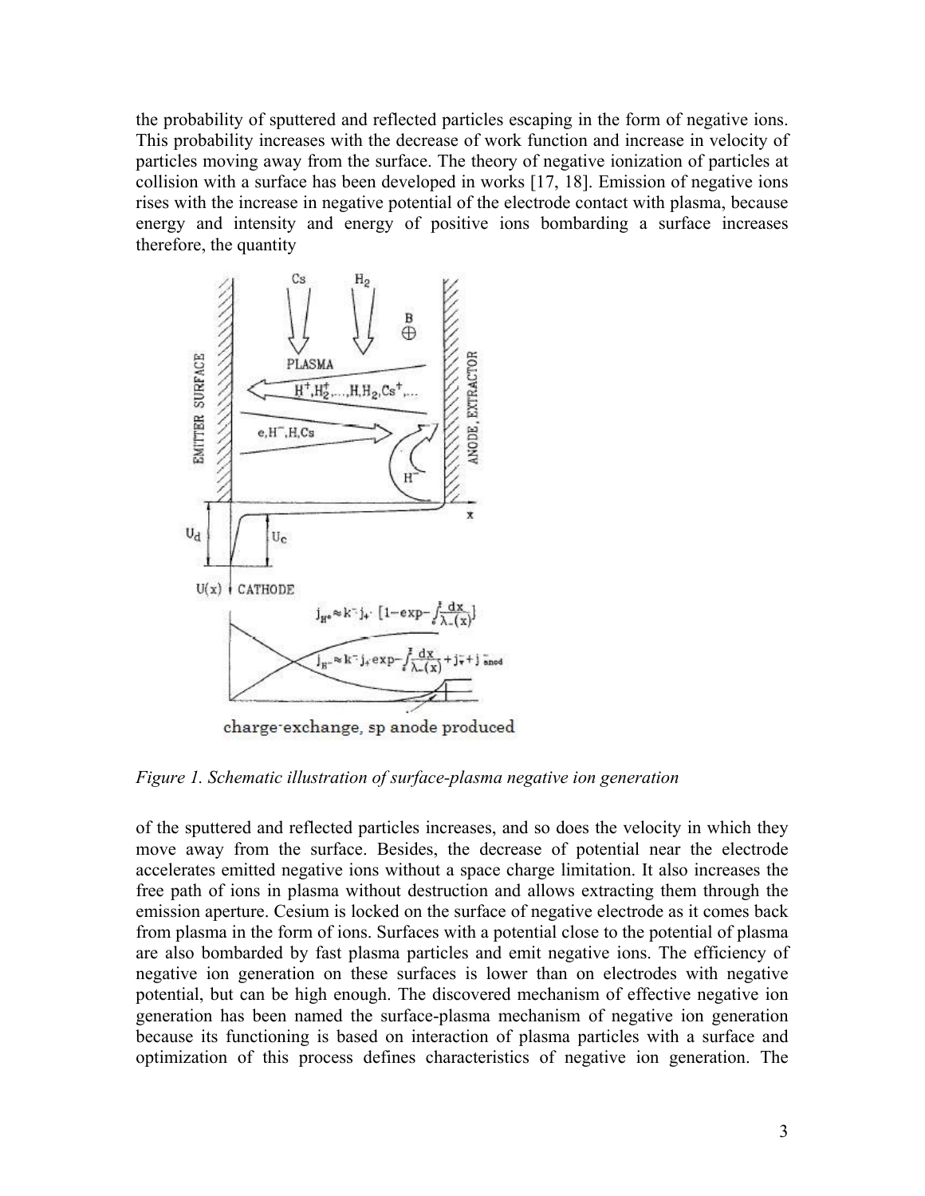the probability of sputtered and reflected particles escaping in the form of negative ions. This probability increases with the decrease of work function and increase in velocity of particles moving away from the surface. The theory of negative ionization of particles at collision with a surface has been developed in works [17, 18]. Emission of negative ions rises with the increase in negative potential of the electrode contact with plasma, because energy and intensity and energy of positive ions bombarding a surface increases therefore, the quantity

*Figure 1. Schematic illustration of surface-plasma negative ion generation*

of the sputtered and reflected particles increases, and so does the velocity in which they move away from the surface. Besides, the decrease of potential near the electrode accelerates emitted negative ions without a space charge limitation. It also increases the free path of ions in plasma without destruction and allows extracting them through the emission aperture. Cesium is locked on the surface of negative electrode as it comes back from plasma in the form of ions. Surfaces with a potential close to the potential of plasma are also bombarded by fast plasma particles and emit negative ions. The efficiency of negative ion generation on these surfaces is lower than on electrodes with negative potential, but can be high enough. The discovered mechanism of effective negative ion generation has been named the surface-plasma mechanism of negative ion generation because its functioning is based on interaction of plasma particles with a surface and optimization of this process defines characteristics of negative ion generation. The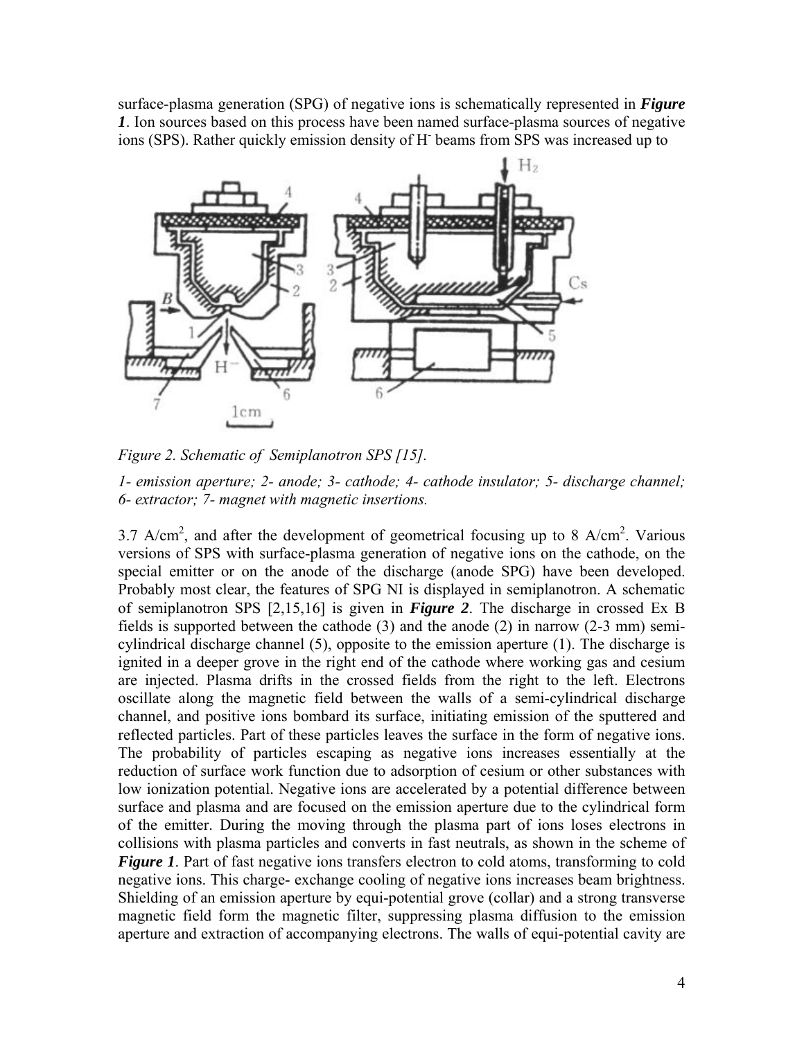surface-plasma generation (SPG) of negative ions is schematically represented in ***Figure 1***. Ion sources based on this process have been named surface-plasma sources of negative ions (SPS). Rather quickly emission density of $H^-$ beams from SPS was increased up to

*Figure 2. Schematic of Semiplanotron SPS [15].*

*1- emission aperture; 2- anode; 3- cathode; 4- cathode insulator; 5- discharge channel; 6- extractor; 7- magnet with magnetic insertions.*

3.7 $A/cm^2$, and after the development of geometrical focusing up to 8 $A/cm^2$. Various versions of SPS with surface-plasma generation of negative ions on the cathode, on the special emitter or on the anode of the discharge (anode SPG) have been developed. Probably most clear, the features of SPG NI is displayed in semiplanotron. A schematic of semiplanotron SPS [2,15,16] is given in ***Figure 2***. The discharge in crossed Ex B fields is supported between the cathode (3) and the anode (2) in narrow (2-3 mm) semi-cylindrical discharge channel (5), opposite to the emission aperture (1). The discharge is ignited in a deeper grove in the right end of the cathode where working gas and cesium are injected. Plasma drifts in the crossed fields from the right to the left. Electrons oscillate along the magnetic field between the walls of a semi-cylindrical discharge channel, and positive ions bombard its surface, initiating emission of the sputtered and reflected particles. Part of these particles leaves the surface in the form of negative ions. The probability of particles escaping as negative ions increases essentially at the reduction of surface work function due to adsorption of cesium or other substances with low ionization potential. Negative ions are accelerated by a potential difference between surface and plasma and are focused on the emission aperture due to the cylindrical form of the emitter. During the moving through the plasma part of ions loses electrons in collisions with plasma particles and converts in fast neutrals, as shown in the scheme of ***Figure 1***. Part of fast negative ions transfers electron to cold atoms, transforming to cold negative ions. This charge- exchange cooling of negative ions increases beam brightness. Shielding of an emission aperture by equi-potential grove (collar) and a strong transverse magnetic field form the magnetic filter, suppressing plasma diffusion to the emission aperture and extraction of accompanying electrons. The walls of equi-potential cavity are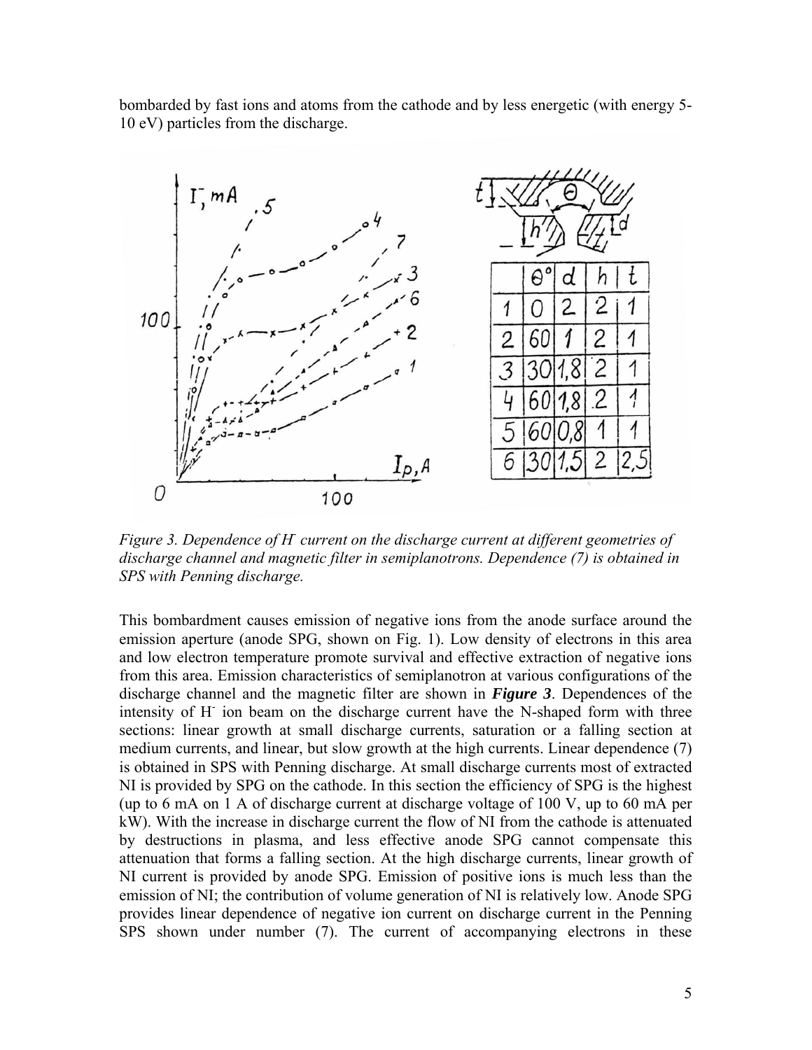bombarded by fast ions and atoms from the cathode and by less energetic (with energy 5-10 eV) particles from the discharge.

|   | θ° | d | h | t |
|---|---|---|---|---|
| 1 | 0 | 2 | 2 | 1 |
| 2 | 60 | 1 | 2 | 1 |
| 3 | 30 | 1,8 | 2 | 1 |
| 4 | 60 | 1,8 | 2 | 1 |
| 5 | 60 | 0,8 | 1 | 1 |
| 6 | 30 | 1,5 | 2 | 2,5 |

*Figure 3. Dependence of H⁻ current on the discharge current at different geometries of discharge channel and magnetic filter in semiplanotrons. Dependence (7) is obtained in SPS with Penning discharge.*

This bombardment causes emission of negative ions from the anode surface around the emission aperture (anode SPG, shown on Fig. 1). Low density of electrons in this area and low electron temperature promote survival and effective extraction of negative ions from this area. Emission characteristics of semiplanotron at various configurations of the discharge channel and the magnetic filter are shown in ***Figure 3***. Dependences of the intensity of $H^-$ ion beam on the discharge current have the N-shaped form with three sections: linear growth at small discharge currents, saturation or a falling section at medium currents, and linear, but slow growth at the high currents. Linear dependence (7) is obtained in SPS with Penning discharge. At small discharge currents most of extracted NI is provided by SPG on the cathode. In this section the efficiency of SPG is the highest (up to 6 mA on 1 A of discharge current at discharge voltage of 100 V, up to 60 mA per kW). With the increase in discharge current the flow of NI from the cathode is attenuated by destructions in plasma, and less effective anode SPG cannot compensate this attenuation that forms a falling section. At the high discharge currents, linear growth of NI current is provided by anode SPG. Emission of positive ions is much less than the emission of NI; the contribution of volume generation of NI is relatively low. Anode SPG provides linear dependence of negative ion current on discharge current in the Penning SPS shown under number (7). The current of accompanying electrons in these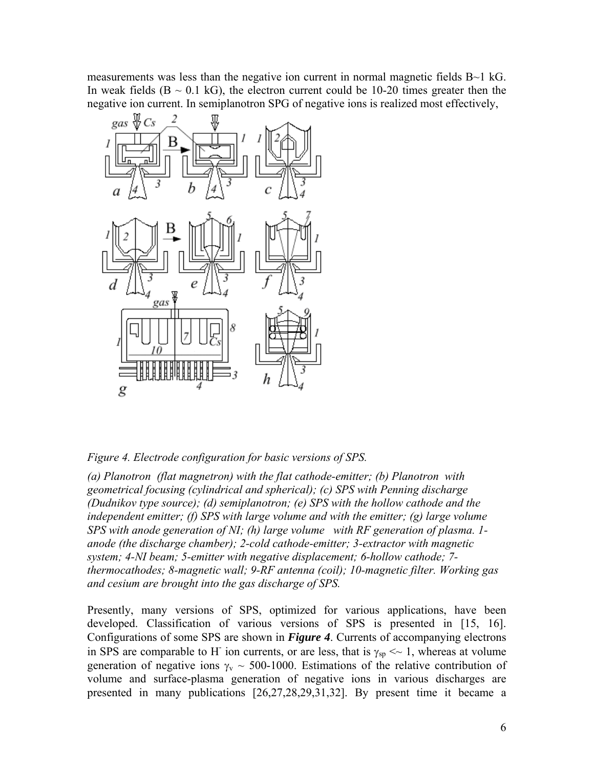measurements was less than the negative ion current in normal magnetic fields B~1 kG. In weak fields (B ~ 0.1 kG), the electron current could be 10-20 times greater then the negative ion current. In semiplanotron SPG of negative ions is realized most effectively,

*Figure 4. Electrode configuration for basic versions of SPS.*

*(a) Planotron (flat magnetron) with the flat cathode-emitter; (b) Planotron with geometrical focusing (cylindrical and spherical); (c) SPS with Penning discharge (Dudnikov type source); (d) semiplanotron; (e) SPS with the hollow cathode and the independent emitter; (f) SPS with large volume and with the emitter; (g) large volume SPS with anode generation of NI; (h) large volume with RF generation of plasma. 1- anode (the discharge chamber); 2-cold cathode-emitter; 3-extractor with magnetic system; 4-NI beam; 5-emitter with negative displacement; 6-hollow cathode; 7- thermocathodes; 8-magnetic wall; 9-RF antenna (coil); 10-magnetic filter. Working gas and cesium are brought into the gas discharge of SPS.*

Presently, many versions of SPS, optimized for various applications, have been developed. Classification of various versions of SPS is presented in [15, 16]. Configurations of some SPS are shown in ***Figure 4***. Currents of accompanying electrons in SPS are comparable to $H^-$ ion currents, or are less, that is $\gamma_{sp}$ <~ 1, whereas at volume generation of negative ions $\gamma_v \sim 500$-1000. Estimations of the relative contribution of volume and surface-plasma generation of negative ions in various discharges are presented in many publications [26,27,28,29,31,32]. By present time it became a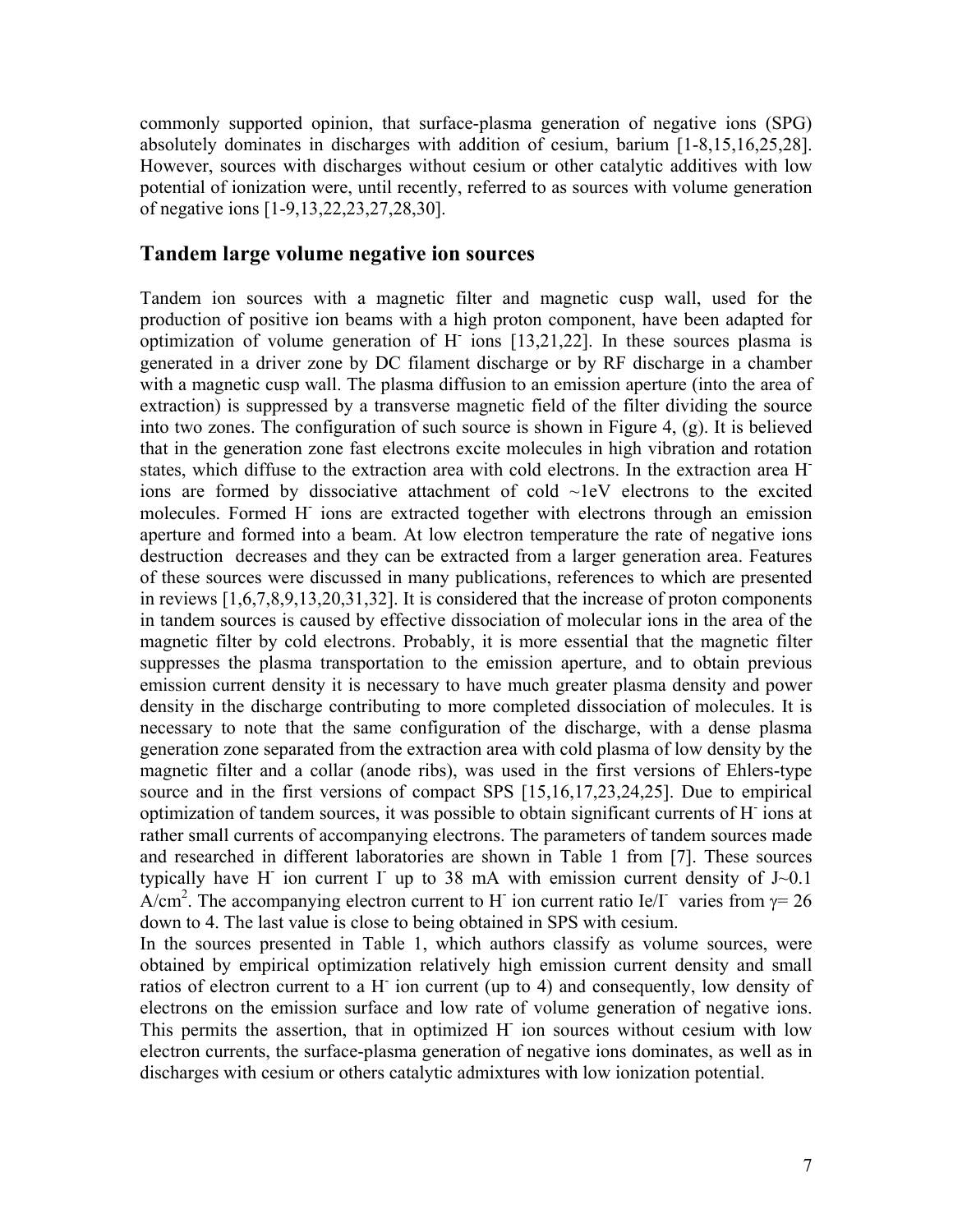commonly supported opinion, that surface-plasma generation of negative ions (SPG) absolutely dominates in discharges with addition of cesium, barium [1-8,15,16,25,28]. However, sources with discharges without cesium or other catalytic additives with low potential of ionization were, until recently, referred to as sources with volume generation of negative ions [1-9,13,22,23,27,28,30].

## Tandem large volume negative ion sources

Tandem ion sources with a magnetic filter and magnetic cusp wall, used for the production of positive ion beams with a high proton component, have been adapted for optimization of volume generation of $H^-$ ions [13,21,22]. In these sources plasma is generated in a driver zone by DC filament discharge or by RF discharge in a chamber with a magnetic cusp wall. The plasma diffusion to an emission aperture (into the area of extraction) is suppressed by a transverse magnetic field of the filter dividing the source into two zones. The configuration of such source is shown in Figure 4, (g). It is believed that in the generation zone fast electrons excite molecules in high vibration and rotation states, which diffuse to the extraction area with cold electrons. In the extraction area $H^-$ ions are formed by dissociative attachment of cold ~1eV electrons to the excited molecules. Formed $H^-$ ions are extracted together with electrons through an emission aperture and formed into a beam. At low electron temperature the rate of negative ions destruction decreases and they can be extracted from a larger generation area. Features of these sources were discussed in many publications, references to which are presented in reviews [1,6,7,8,9,13,20,31,32]. It is considered that the increase of proton components in tandem sources is caused by effective dissociation of molecular ions in the area of the magnetic filter by cold electrons. Probably, it is more essential that the magnetic filter suppresses the plasma transportation to the emission aperture, and to obtain previous emission current density it is necessary to have much greater plasma density and power density in the discharge contributing to more completed dissociation of molecules. It is necessary to note that the same configuration of the discharge, with a dense plasma generation zone separated from the extraction area with cold plasma of low density by the magnetic filter and a collar (anode ribs), was used in the first versions of Ehlers-type source and in the first versions of compact SPS [15,16,17,23,24,25]. Due to empirical optimization of tandem sources, it was possible to obtain significant currents of $H^-$ ions at rather small currents of accompanying electrons. The parameters of tandem sources made and researched in different laboratories are shown in Table 1 from [7]. These sources typically have $H^-$ ion current $I^-$ up to 38 mA with emission current density of J~0.1 A/cm$^2$. The accompanying electron current to $H^-$ ion current ratio $I_e/I^-$ varies from $\gamma$= 26 down to 4. The last value is close to being obtained in SPS with cesium.

In the sources presented in Table 1, which authors classify as volume sources, were obtained by empirical optimization relatively high emission current density and small ratios of electron current to a $H^-$ ion current (up to 4) and consequently, low density of electrons on the emission surface and low rate of volume generation of negative ions. This permits the assertion, that in optimized $H^-$ ion sources without cesium with low electron currents, the surface-plasma generation of negative ions dominates, as well as in discharges with cesium or others catalytic admixtures with low ionization potential.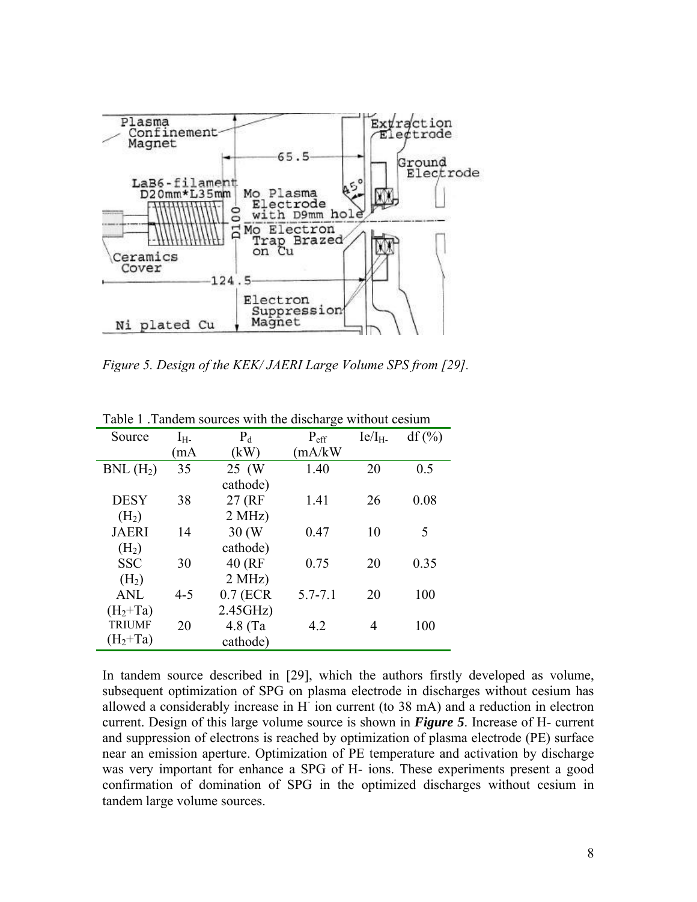Figure 5. Design of the KEK/ JAERI Large Volume SPS from [29].

Table 1 .Tandem sources with the discharge without cesium

| Source | $I_{H-}$ (mA | $P_d$ (kW) | $P_{eff}$ (mA/kW | $Ie/I_{H-}$ | df (%) |
|---|---|---|---|---|---|
| BNL ($H_2$) | 35 | 25 (W cathode) | 1.40 | 20 | 0.5 |
| DESY ($H_2$) | 38 | 27 (RF 2 MHz) | 1.41 | 26 | 0.08 |
| JAERI ($H_2$) | 14 | 30 (W cathode) | 0.47 | 10 | 5 |
| SSC ($H_2$) | 30 | 40 (RF 2 MHz) | 0.75 | 20 | 0.35 |
| ANL ($H_2$+Ta) | 4-5 | 0.7 (ECR 2.45GHz) | 5.7-7.1 | 20 | 100 |
| TRIUMF ($H_2$+Ta) | 20 | 4.8 (Ta cathode) | 4.2 | 4 | 100 |

In tandem source described in [29], which the authors firstly developed as volume, subsequent optimization of SPG on plasma electrode in discharges without cesium has allowed a considerably increase in $H^-$ ion current (to 38 mA) and a reduction in electron current. Design of this large volume source is shown in ***Figure 5***. Increase of H- current and suppression of electrons is reached by optimization of plasma electrode (PE) surface near an emission aperture. Optimization of PE temperature and activation by discharge was very important for enhance a SPG of H- ions. These experiments present a good confirmation of domination of SPG in the optimized discharges without cesium in tandem large volume sources.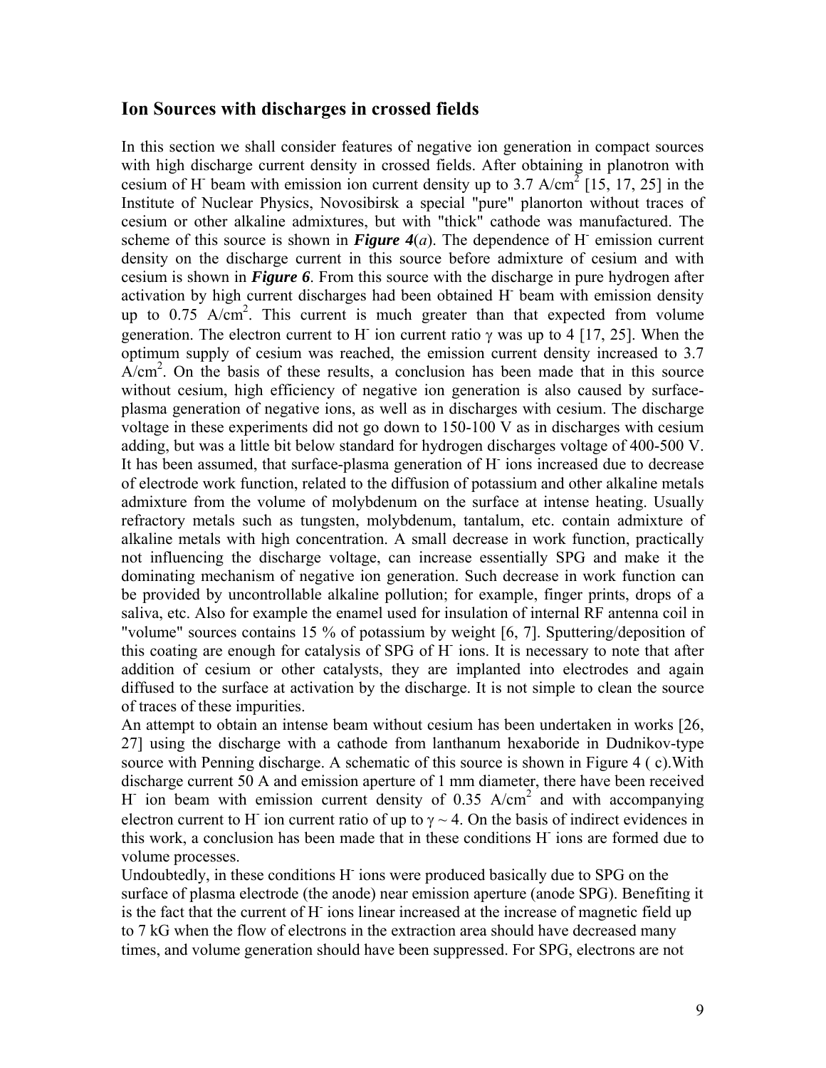## Ion Sources with discharges in crossed fields

In this section we shall consider features of negative ion generation in compact sources with high discharge current density in crossed fields. After obtaining in planotron with cesium of $H^-$ beam with emission ion current density up to 3.7 A/cm$^2$ [15, 17, 25] in the Institute of Nuclear Physics, Novosibirsk a special "pure" planorton without traces of cesium or other alkaline admixtures, but with "thick" cathode was manufactured. The scheme of this source is shown in ***Figure 4***(*a*). The dependence of $H^-$ emission current density on the discharge current in this source before admixture of cesium and with cesium is shown in ***Figure 6***. From this source with the discharge in pure hydrogen after activation by high current discharges had been obtained $H^-$ beam with emission density up to 0.75 A/cm$^2$. This current is much greater than that expected from volume generation. The electron current to $H^-$ ion current ratio $\gamma$ was up to 4 [17, 25]. When the optimum supply of cesium was reached, the emission current density increased to 3.7 A/cm$^2$. On the basis of these results, a conclusion has been made that in this source without cesium, high efficiency of negative ion generation is also caused by surface-plasma generation of negative ions, as well as in discharges with cesium. The discharge voltage in these experiments did not go down to 150-100 V as in discharges with cesium adding, but was a little bit below standard for hydrogen discharges voltage of 400-500 V. It has been assumed, that surface-plasma generation of $H^-$ ions increased due to decrease of electrode work function, related to the diffusion of potassium and other alkaline metals admixture from the volume of molybdenum on the surface at intense heating. Usually refractory metals such as tungsten, molybdenum, tantalum, etc. contain admixture of alkaline metals with high concentration. A small decrease in work function, practically not influencing the discharge voltage, can increase essentially SPG and make it the dominating mechanism of negative ion generation. Such decrease in work function can be provided by uncontrollable alkaline pollution; for example, finger prints, drops of a saliva, etc. Also for example the enamel used for insulation of internal RF antenna coil in "volume" sources contains 15 % of potassium by weight [6, 7]. Sputtering/deposition of this coating are enough for catalysis of SPG of $H^-$ ions. It is necessary to note that after addition of cesium or other catalysts, they are implanted into electrodes and again diffused to the surface at activation by the discharge. It is not simple to clean the source of traces of these impurities.

An attempt to obtain an intense beam without cesium has been undertaken in works [26, 27] using the discharge with a cathode from lanthanum hexaboride in Dudnikov-type source with Penning discharge. A schematic of this source is shown in Figure 4 ( c).With discharge current 50 A and emission aperture of 1 mm diameter, there have been received $H^-$ ion beam with emission current density of 0.35 A/cm$^2$ and with accompanying electron current to $H^-$ ion current ratio of up to $\gamma \sim 4$. On the basis of indirect evidences in this work, a conclusion has been made that in these conditions $H^-$ ions are formed due to volume processes.

Undoubtedly, in these conditions $H^-$ ions were produced basically due to SPG on the surface of plasma electrode (the anode) near emission aperture (anode SPG). Benefiting it is the fact that the current of $H^-$ ions linear increased at the increase of magnetic field up to 7 kG when the flow of electrons in the extraction area should have decreased many times, and volume generation should have been suppressed. For SPG, electrons are not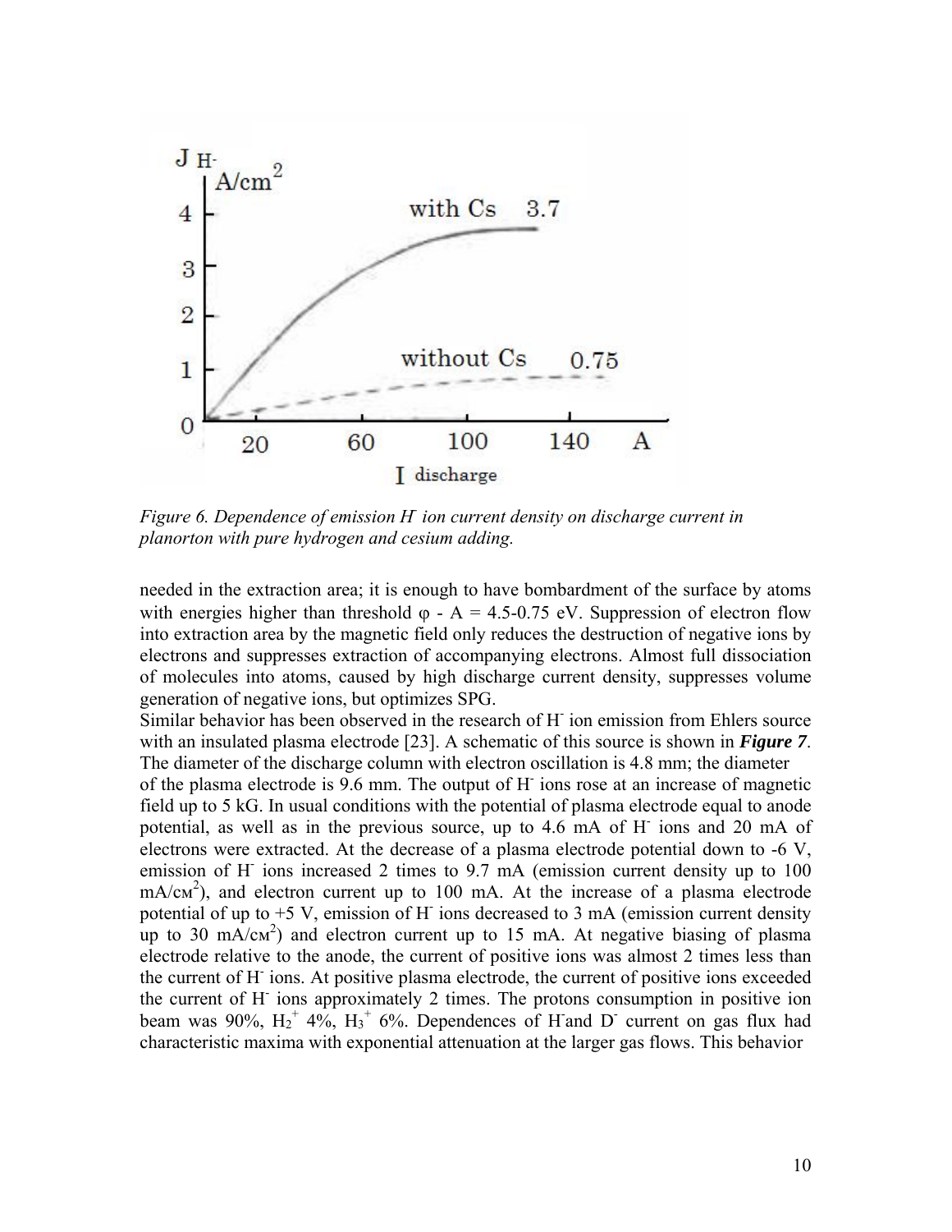Figure 6. Dependence of emission $H^-$ ion current density on discharge current in planorton with pure hydrogen and cesium adding.

needed in the extraction area; it is enough to have bombardment of the surface by atoms with energies higher than threshold $\varphi$ - A = 4.5-0.75 eV. Suppression of electron flow into extraction area by the magnetic field only reduces the destruction of negative ions by electrons and suppresses extraction of accompanying electrons. Almost full dissociation of molecules into atoms, caused by high discharge current density, suppresses volume generation of negative ions, but optimizes SPG.

Similar behavior has been observed in the research of $H^-$ ion emission from Ehlers source with an insulated plasma electrode [23]. A schematic of this source is shown in ***Figure 7***. The diameter of the discharge column with electron oscillation is 4.8 mm; the diameter of the plasma electrode is 9.6 mm. The output of $H^-$ ions rose at an increase of magnetic field up to 5 kG. In usual conditions with the potential of plasma electrode equal to anode potential, as well as in the previous source, up to 4.6 mA of $H^-$ ions and 20 mA of electrons were extracted. At the decrease of a plasma electrode potential down to -6 V, emission of $H^-$ ions increased 2 times to 9.7 mA (emission current density up to 100 mA/cм$^2$), and electron current up to 100 mA. At the increase of a plasma electrode potential of up to +5 V, emission of $H^-$ ions decreased to 3 mA (emission current density up to 30 mA/cм$^2$) and electron current up to 15 mA. At negative biasing of plasma electrode relative to the anode, the current of positive ions was almost 2 times less than the current of $H^-$ ions. At positive plasma electrode, the current of positive ions exceeded the current of $H^-$ ions approximately 2 times. The protons consumption in positive ion beam was 90%, $H_2^+$ 4%, $H_3^+$ 6%. Dependences of $H^-$and $D^-$ current on gas flux had characteristic maxima with exponential attenuation at the larger gas flows. This behavior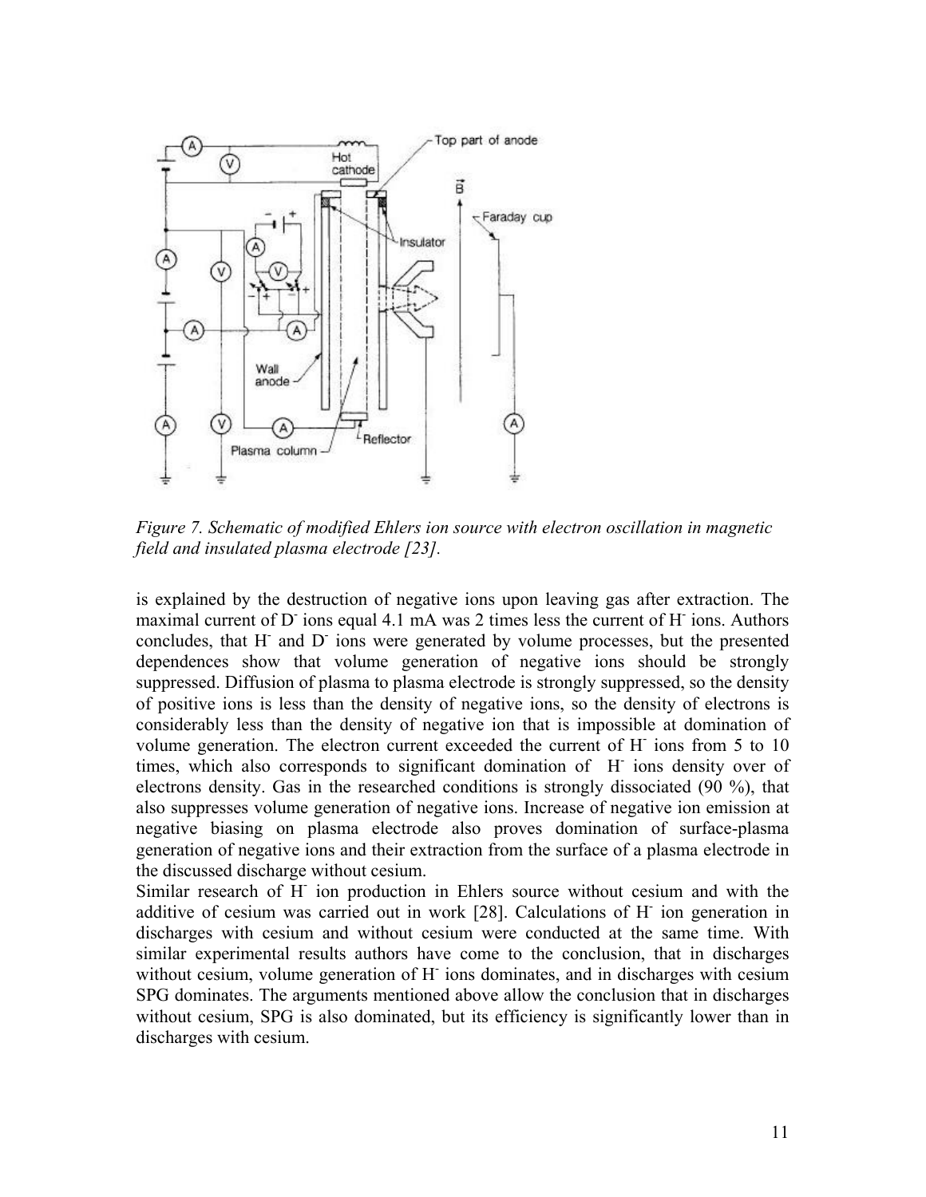*Figure 7. Schematic of modified Ehlers ion source with electron oscillation in magnetic field and insulated plasma electrode [23].*

is explained by the destruction of negative ions upon leaving gas after extraction. The maximal current of $D^-$ ions equal 4.1 mA was 2 times less the current of $H^-$ ions. Authors concludes, that $H^-$ and $D^-$ ions were generated by volume processes, but the presented dependences show that volume generation of negative ions should be strongly suppressed. Diffusion of plasma to plasma electrode is strongly suppressed, so the density of positive ions is less than the density of negative ions, so the density of electrons is considerably less than the density of negative ion that is impossible at domination of volume generation. The electron current exceeded the current of $H^-$ ions from 5 to 10 times, which also corresponds to significant domination of $H^-$ ions density over of electrons density. Gas in the researched conditions is strongly dissociated (90 %), that also suppresses volume generation of negative ions. Increase of negative ion emission at negative biasing on plasma electrode also proves domination of surface-plasma generation of negative ions and their extraction from the surface of a plasma electrode in the discussed discharge without cesium.

Similar research of $H^-$ ion production in Ehlers source without cesium and with the additive of cesium was carried out in work [28]. Calculations of $H^-$ ion generation in discharges with cesium and without cesium were conducted at the same time. With similar experimental results authors have come to the conclusion, that in discharges without cesium, volume generation of $H^-$ ions dominates, and in discharges with cesium SPG dominates. The arguments mentioned above allow the conclusion that in discharges without cesium, SPG is also dominated, but its efficiency is significantly lower than in discharges with cesium.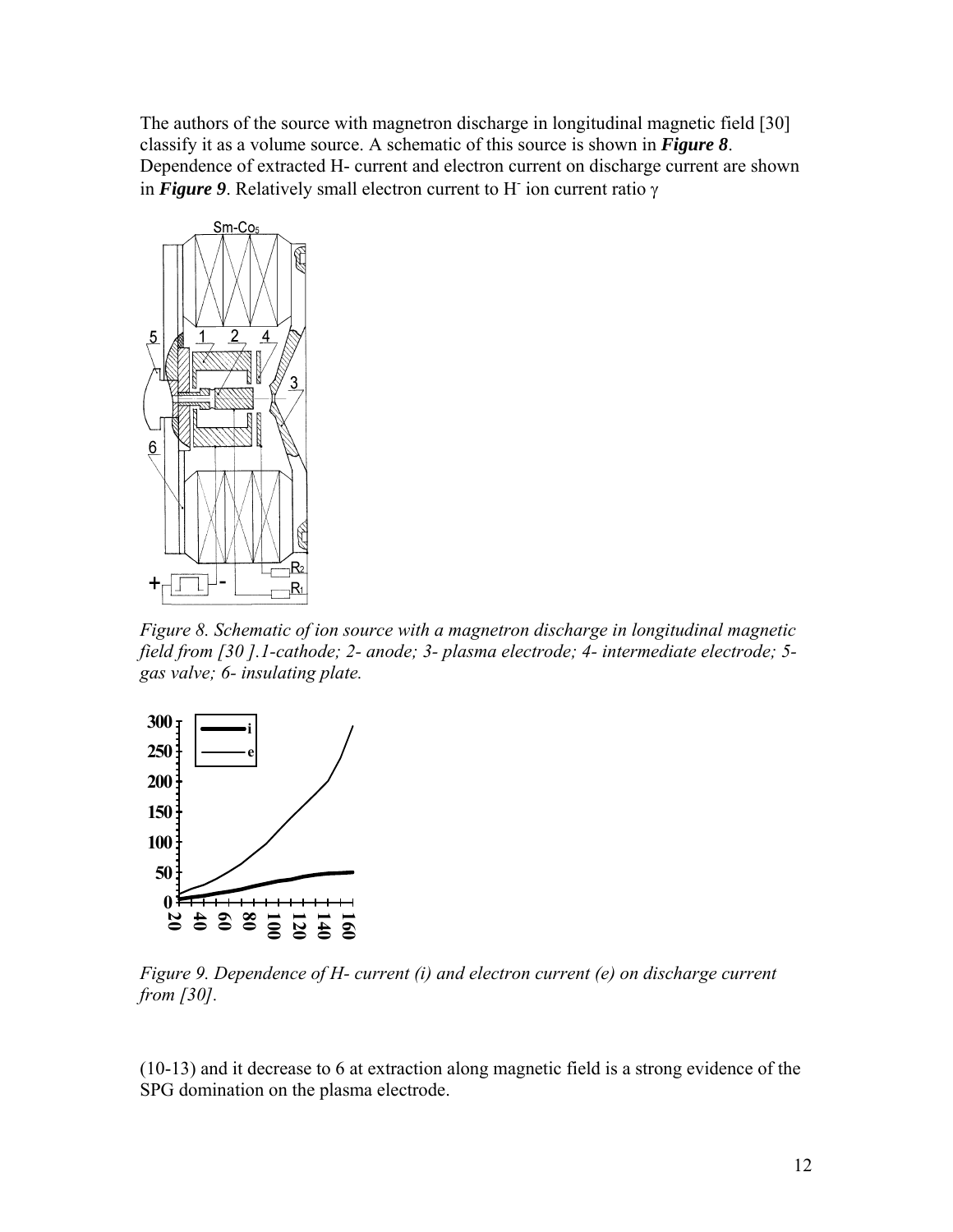The authors of the source with magnetron discharge in longitudinal magnetic field [30] classify it as a volume source. A schematic of this source is shown in ***Figure 8***. Dependence of extracted H- current and electron current on discharge current are shown in ***Figure 9***. Relatively small electron current to $H^-$ ion current ratio $\gamma$

*Figure 8. Schematic of ion source with a magnetron discharge in longitudinal magnetic field from [30 ].1-cathode; 2- anode; 3- plasma electrode; 4- intermediate electrode; 5- gas valve; 6- insulating plate.*

*Figure 9. Dependence of H- current (i) and electron current (e) on discharge current from [30].*

(10-13) and it decrease to 6 at extraction along magnetic field is a strong evidence of the SPG domination on the plasma electrode.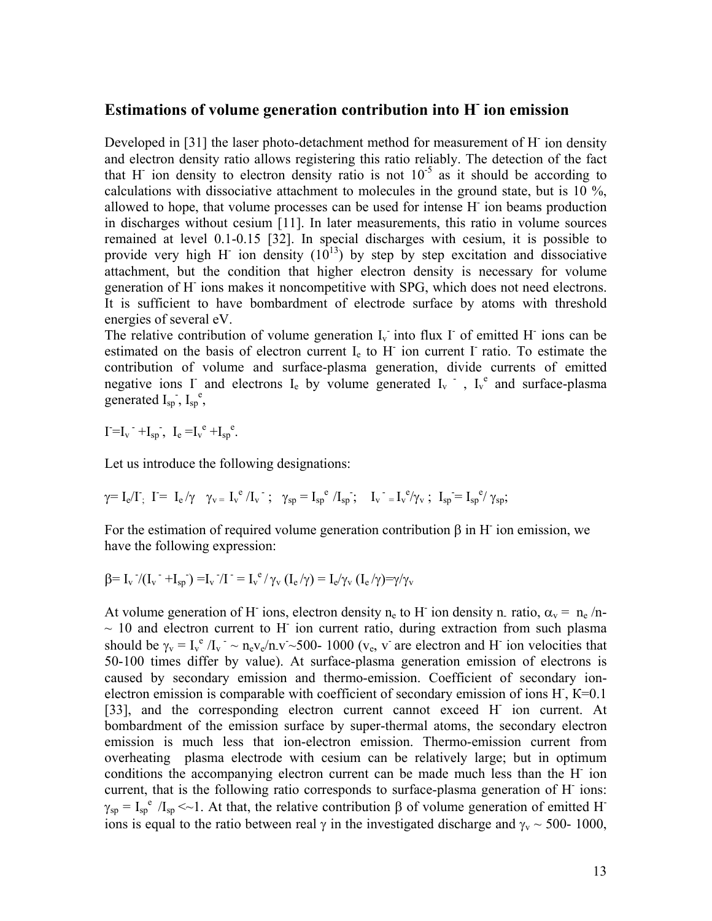## Estimations of volume generation contribution into $H^-$ ion emission

Developed in [31] the laser photo-detachment method for measurement of $H^-$ ion density and electron density ratio allows registering this ratio reliably. The detection of the fact that $H^-$ ion density to electron density ratio is not $10^{-5}$ as it should be according to calculations with dissociative attachment to molecules in the ground state, but is 10 %, allowed to hope, that volume processes can be used for intense $H^-$ ion beams production in discharges without cesium [11]. In later measurements, this ratio in volume sources remained at level 0.1-0.15 [32]. In special discharges with cesium, it is possible to provide very high $H^-$ ion density ($10^{13}$) by step by step excitation and dissociative attachment, but the condition that higher electron density is necessary for volume generation of $H^-$ ions makes it noncompetitive with SPG, which does not need electrons. It is sufficient to have bombardment of electrode surface by atoms with threshold energies of several eV.

The relative contribution of volume generation $I_v^-$ into flux $I^-$ of emitted $H^-$ ions can be estimated on the basis of electron current $I_e$ to $H^-$ ion current $I^-$ ratio. To estimate the contribution of volume and surface-plasma generation, divide currents of emitted negative ions $I^-$ and electrons $I_e$ by volume generated $I_v^-$, $I_v^e$ and surface-plasma generated $I_{sp}^-$, $I_{sp}^e$,

$$I^- = I_v^- + I_{sp}^-, \quad I_e = I_v^e + I_{sp}^e.$$

Let us introduce the following designations:

$$\gamma = I_e/I^-; \quad I^- = I_e/\gamma \quad \gamma_v = I_v^e/I_v^-; \quad \gamma_{sp} = I_{sp}^e/I_{sp}^-; \quad I_v^- = I_v^e/\gamma_v; \quad I_{sp}^- = I_{sp}^e/\gamma_{sp};$$

For the estimation of required volume generation contribution $\beta$ in $H^-$ ion emission, we have the following expression:

$$\beta = I_v^-/(I_v^- + I_{sp}^-) = I_v^-/I^- = I_v^e/\gamma_v\,(I_e/\gamma) = I_e/\gamma_v\,(I_e/\gamma) = \gamma/\gamma_v$$

At volume generation of $H^-$ ions, electron density $n_e$ to $H^-$ ion density $n_-$ ratio, $\alpha_v = n_e/n_- \sim 10$ and electron current to $H^-$ ion current ratio, during extraction from such plasma should be $\gamma_v = I_v^e/I_v^- \sim n_e v_e/n_- v^- \sim 500\text{-}1000$ ($v_e$, $v^-$ are electron and $H^-$ ion velocities that 50-100 times differ by value). At surface-plasma generation emission of electrons is caused by secondary emission and thermo-emission. Coefficient of secondary ion-electron emission is comparable with coefficient of secondary emission of ions $H^-$, $K=0.1$ [33], and the corresponding electron current cannot exceed $H^-$ ion current. At bombardment of the emission surface by super-thermal atoms, the secondary electron emission is much less that ion-electron emission. Thermo-emission current from overheating plasma electrode with cesium can be relatively large; but in optimum conditions the accompanying electron current can be made much less than the $H^-$ ion current, that is the following ratio corresponds to surface-plasma generation of $H^-$ ions: $\gamma_{sp} = I_{sp}^e/I_{sp} <\sim 1$. At that, the relative contribution $\beta$ of volume generation of emitted $H^-$ ions is equal to the ratio between real $\gamma$ in the investigated discharge and $\gamma_v \sim 500\text{-}1000$,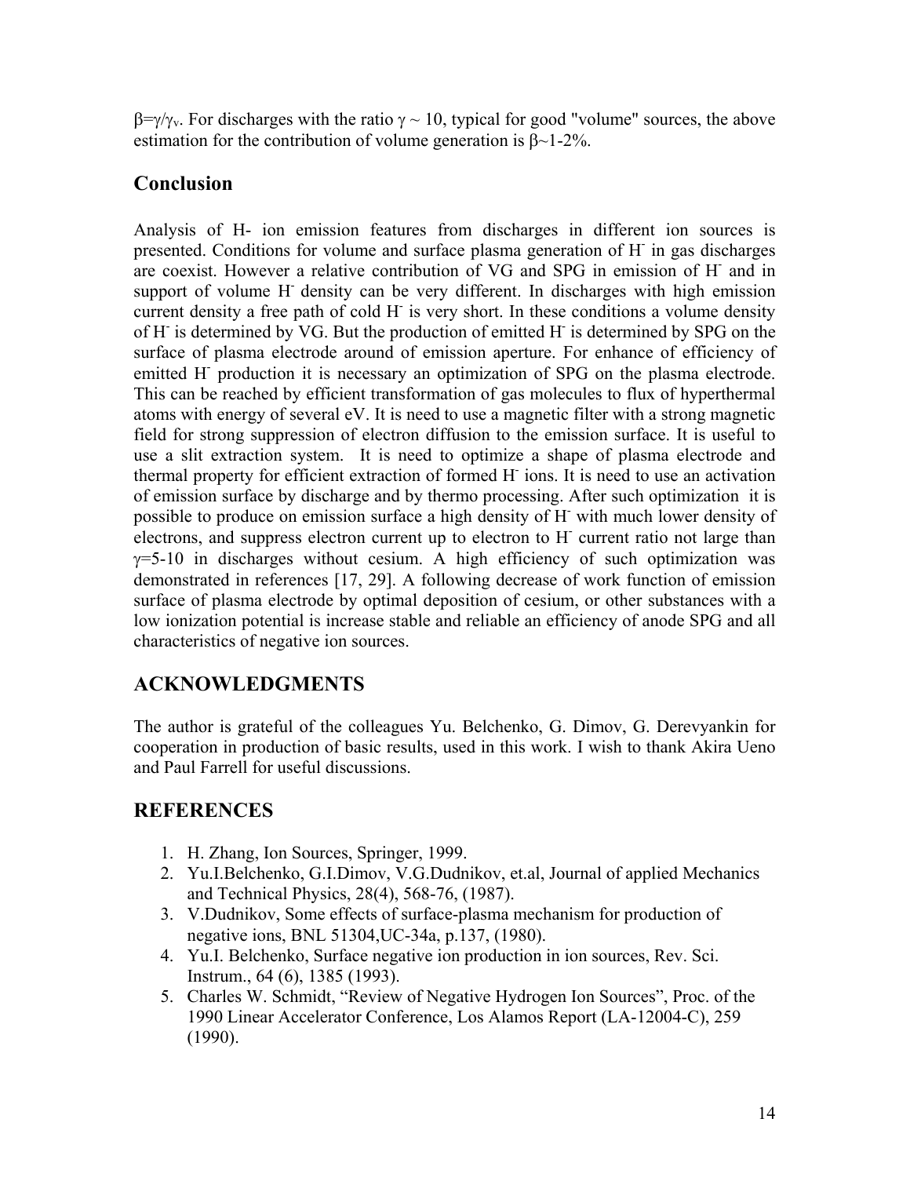$\beta=\gamma/\gamma_v$. For discharges with the ratio $\gamma \sim 10$, typical for good "volume" sources, the above estimation for the contribution of volume generation is $\beta \sim 1$-$2\%$.

## Conclusion

Analysis of H- ion emission features from discharges in different ion sources is presented. Conditions for volume and surface plasma generation of $H^-$ in gas discharges are coexist. However a relative contribution of VG and SPG in emission of $H^-$ and in support of volume $H^-$ density can be very different. In discharges with high emission current density a free path of cold $H^-$ is very short. In these conditions a volume density of $H^-$ is determined by VG. But the production of emitted $H^-$ is determined by SPG on the surface of plasma electrode around of emission aperture. For enhance of efficiency of emitted $H^-$ production it is necessary an optimization of SPG on the plasma electrode. This can be reached by efficient transformation of gas molecules to flux of hyperthermal atoms with energy of several eV. It is need to use a magnetic filter with a strong magnetic field for strong suppression of electron diffusion to the emission surface. It is useful to use a slit extraction system. It is need to optimize a shape of plasma electrode and thermal property for efficient extraction of formed $H^-$ ions. It is need to use an activation of emission surface by discharge and by thermo processing. After such optimization it is possible to produce on emission surface a high density of $H^-$ with much lower density of electrons, and suppress electron current up to electron to $H^-$ current ratio not large than $\gamma$=5-10 in discharges without cesium. A high efficiency of such optimization was demonstrated in references [17, 29]. A following decrease of work function of emission surface of plasma electrode by optimal deposition of cesium, or other substances with a low ionization potential is increase stable and reliable an efficiency of anode SPG and all characteristics of negative ion sources.

## ACKNOWLEDGMENTS

The author is grateful of the colleagues Yu. Belchenko, G. Dimov, G. Derevyankin for cooperation in production of basic results, used in this work. I wish to thank Akira Ueno and Paul Farrell for useful discussions.

## REFERENCES

1. H. Zhang, Ion Sources, Springer, 1999.
2. Yu.I.Belchenko, G.I.Dimov, V.G.Dudnikov, et.al, Journal of applied Mechanics and Technical Physics, 28(4), 568-76, (1987).
3. V.Dudnikov, Some effects of surface-plasma mechanism for production of negative ions, BNL 51304,UC-34a, p.137, (1980).
4. Yu.I. Belchenko, Surface negative ion production in ion sources, Rev. Sci. Instrum., 64 (6), 1385 (1993).
5. Charles W. Schmidt, "Review of Negative Hydrogen Ion Sources", Proc. of the 1990 Linear Accelerator Conference, Los Alamos Report (LA-12004-C), 259 (1990).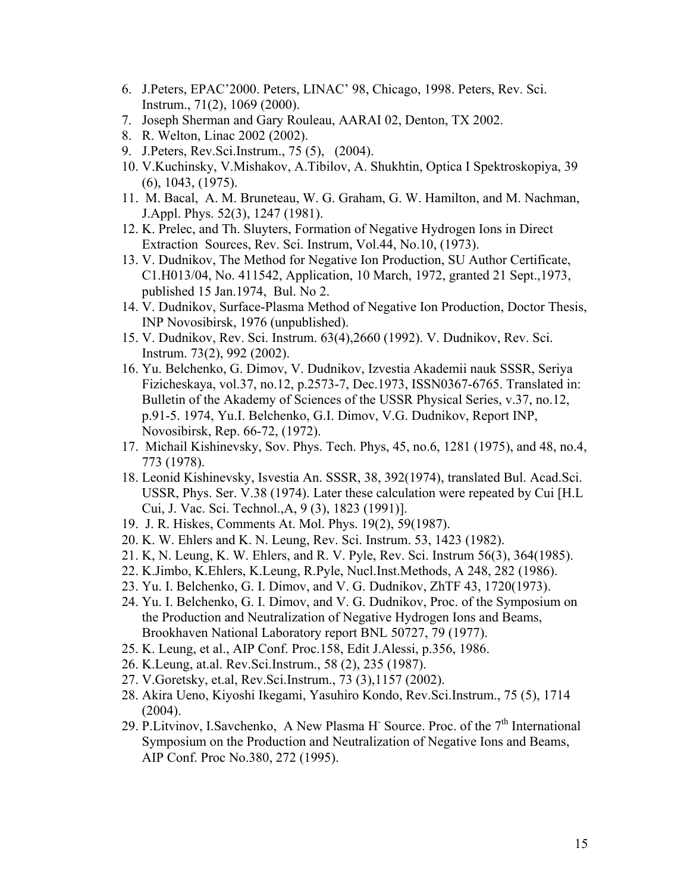6. J.Peters, EPAC'2000. Peters, LINAC' 98, Chicago, 1998. Peters, Rev. Sci. Instrum., 71(2), 1069 (2000).
7. Joseph Sherman and Gary Rouleau, AARAI 02, Denton, TX 2002.
8. R. Welton, Linac 2002 (2002).
9. J.Peters, Rev.Sci.Instrum., 75 (5), (2004).
10. V.Kuchinsky, V.Mishakov, A.Tibilov, A. Shukhtin, Optica I Spektroskopiya, 39 (6), 1043, (1975).
11. M. Bacal, A. M. Bruneteau, W. G. Graham, G. W. Hamilton, and M. Nachman, J.Appl. Phys. 52(3), 1247 (1981).
12. K. Prelec, and Th. Sluyters, Formation of Negative Hydrogen Ions in Direct Extraction Sources, Rev. Sci. Instrum, Vol.44, No.10, (1973).
13. V. Dudnikov, The Method for Negative Ion Production, SU Author Certificate, C1.H013/04, No. 411542, Application, 10 March, 1972, granted 21 Sept.,1973, published 15 Jan.1974, Bul. No 2.
14. V. Dudnikov, Surface-Plasma Method of Negative Ion Production, Doctor Thesis, INP Novosibirsk, 1976 (unpublished).
15. V. Dudnikov, Rev. Sci. Instrum. 63(4),2660 (1992). V. Dudnikov, Rev. Sci. Instrum. 73(2), 992 (2002).
16. Yu. Belchenko, G. Dimov, V. Dudnikov, Izvestia Akademii nauk SSSR, Seriya Fizicheskaya, vol.37, no.12, p.2573-7, Dec.1973, ISSN0367-6765. Translated in: Bulletin of the Akademy of Sciences of the USSR Physical Series, v.37, no.12, p.91-5. 1974, Yu.I. Belchenko, G.I. Dimov, V.G. Dudnikov, Report INP, Novosibirsk, Rep. 66-72, (1972).
17. Michail Kishinevsky, Sov. Phys. Tech. Phys, 45, no.6, 1281 (1975), and 48, no.4, 773 (1978).
18. Leonid Kishinevsky, Isvestia An. SSSR, 38, 392(1974), translated Bul. Acad.Sci. USSR, Phys. Ser. V.38 (1974). Later these calculation were repeated by Cui [H.L Cui, J. Vac. Sci. Technol.,A, 9 (3), 1823 (1991)].
19. J. R. Hiskes, Comments At. Mol. Phys. 19(2), 59(1987).
20. K. W. Ehlers and K. N. Leung, Rev. Sci. Instrum. 53, 1423 (1982).
21. K, N. Leung, K. W. Ehlers, and R. V. Pyle, Rev. Sci. Instrum 56(3), 364(1985).
22. K.Jimbo, K.Ehlers, K.Leung, R.Pyle, Nucl.Inst.Methods, A 248, 282 (1986).
23. Yu. I. Belchenko, G. I. Dimov, and V. G. Dudnikov, ZhTF 43, 1720(1973).
24. Yu. I. Belchenko, G. I. Dimov, and V. G. Dudnikov, Proc. of the Symposium on the Production and Neutralization of Negative Hydrogen Ions and Beams, Brookhaven National Laboratory report BNL 50727, 79 (1977).
25. K. Leung, et al., AIP Conf. Proc.158, Edit J.Alessi, p.356, 1986.
26. K.Leung, at.al. Rev.Sci.Instrum., 58 (2), 235 (1987).
27. V.Goretsky, et.al, Rev.Sci.Instrum., 73 (3),1157 (2002).
28. Akira Ueno, Kiyoshi Ikegami, Yasuhiro Kondo, Rev.Sci.Instrum., 75 (5), 1714 (2004).
29. P.Litvinov, I.Savchenko, A New Plasma $H^-$ Source. Proc. of the 7th International Symposium on the Production and Neutralization of Negative Ions and Beams, AIP Conf. Proc No.380, 272 (1995).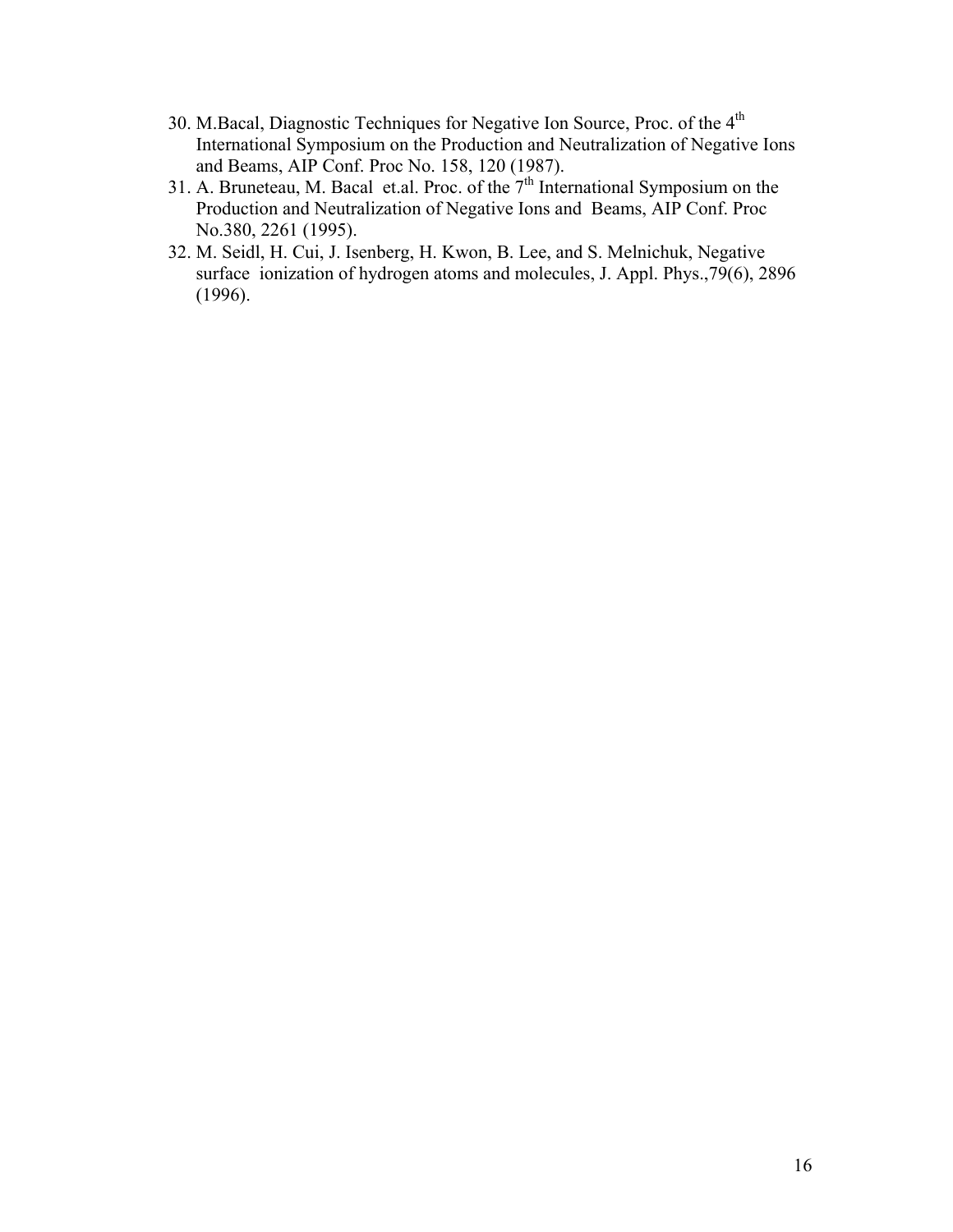30. M.Bacal, Diagnostic Techniques for Negative Ion Source, Proc. of the 4th International Symposium on the Production and Neutralization of Negative Ions and Beams, AIP Conf. Proc No. 158, 120 (1987).
31. A. Bruneteau, M. Bacal et.al. Proc. of the 7th International Symposium on the Production and Neutralization of Negative Ions and Beams, AIP Conf. Proc No.380, 2261 (1995).
32. M. Seidl, H. Cui, J. Isenberg, H. Kwon, B. Lee, and S. Melnichuk, Negative surface ionization of hydrogen atoms and molecules, J. Appl. Phys.,79(6), 2896 (1996).